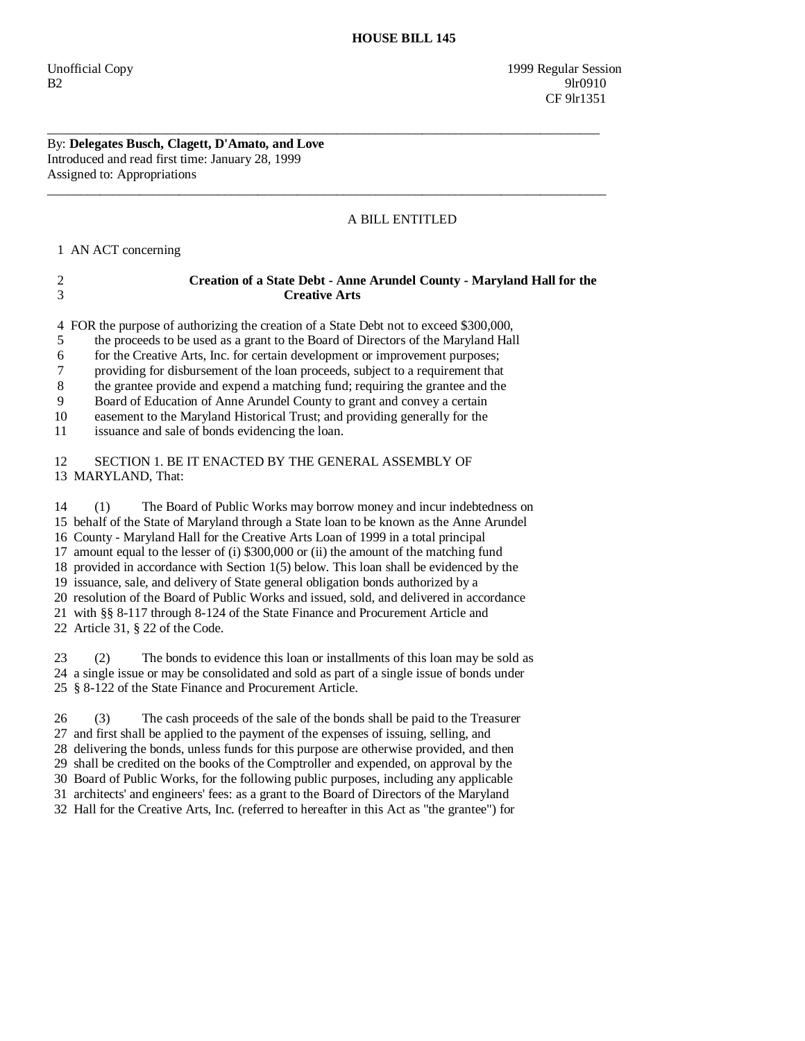# HOUSE BILL 145

Unofficial Copy 1999 Regular Session
B2 9lr0910
CF 9lr1351

---

By: **Delegates Busch, Clagett, D'Amato, and Love**
Introduced and read first time: January 28, 1999
Assigned to: Appropriations

---

A BILL ENTITLED

1 AN ACT concerning

2 **Creation of a State Debt - Anne Arundel County - Maryland Hall for the**
3 **Creative Arts**

4 FOR the purpose of authorizing the creation of a State Debt not to exceed $300,000,
5 the proceeds to be used as a grant to the Board of Directors of the Maryland Hall
6 for the Creative Arts, Inc. for certain development or improvement purposes;
7 providing for disbursement of the loan proceeds, subject to a requirement that
8 the grantee provide and expend a matching fund; requiring the grantee and the
9 Board of Education of Anne Arundel County to grant and convey a certain
10 easement to the Maryland Historical Trust; and providing generally for the
11 issuance and sale of bonds evidencing the loan.

12 SECTION 1. BE IT ENACTED BY THE GENERAL ASSEMBLY OF
13 MARYLAND, That:

14 (1) The Board of Public Works may borrow money and incur indebtedness on
15 behalf of the State of Maryland through a State loan to be known as the Anne Arundel
16 County - Maryland Hall for the Creative Arts Loan of 1999 in a total principal
17 amount equal to the lesser of (i) $300,000 or (ii) the amount of the matching fund
18 provided in accordance with Section 1(5) below. This loan shall be evidenced by the
19 issuance, sale, and delivery of State general obligation bonds authorized by a
20 resolution of the Board of Public Works and issued, sold, and delivered in accordance
21 with §§ 8-117 through 8-124 of the State Finance and Procurement Article and
22 Article 31, § 22 of the Code.

23 (2) The bonds to evidence this loan or installments of this loan may be sold as
24 a single issue or may be consolidated and sold as part of a single issue of bonds under
25 § 8-122 of the State Finance and Procurement Article.

26 (3) The cash proceeds of the sale of the bonds shall be paid to the Treasurer
27 and first shall be applied to the payment of the expenses of issuing, selling, and
28 delivering the bonds, unless funds for this purpose are otherwise provided, and then
29 shall be credited on the books of the Comptroller and expended, on approval by the
30 Board of Public Works, for the following public purposes, including any applicable
31 architects' and engineers' fees: as a grant to the Board of Directors of the Maryland
32 Hall for the Creative Arts, Inc. (referred to hereafter in this Act as "the grantee") for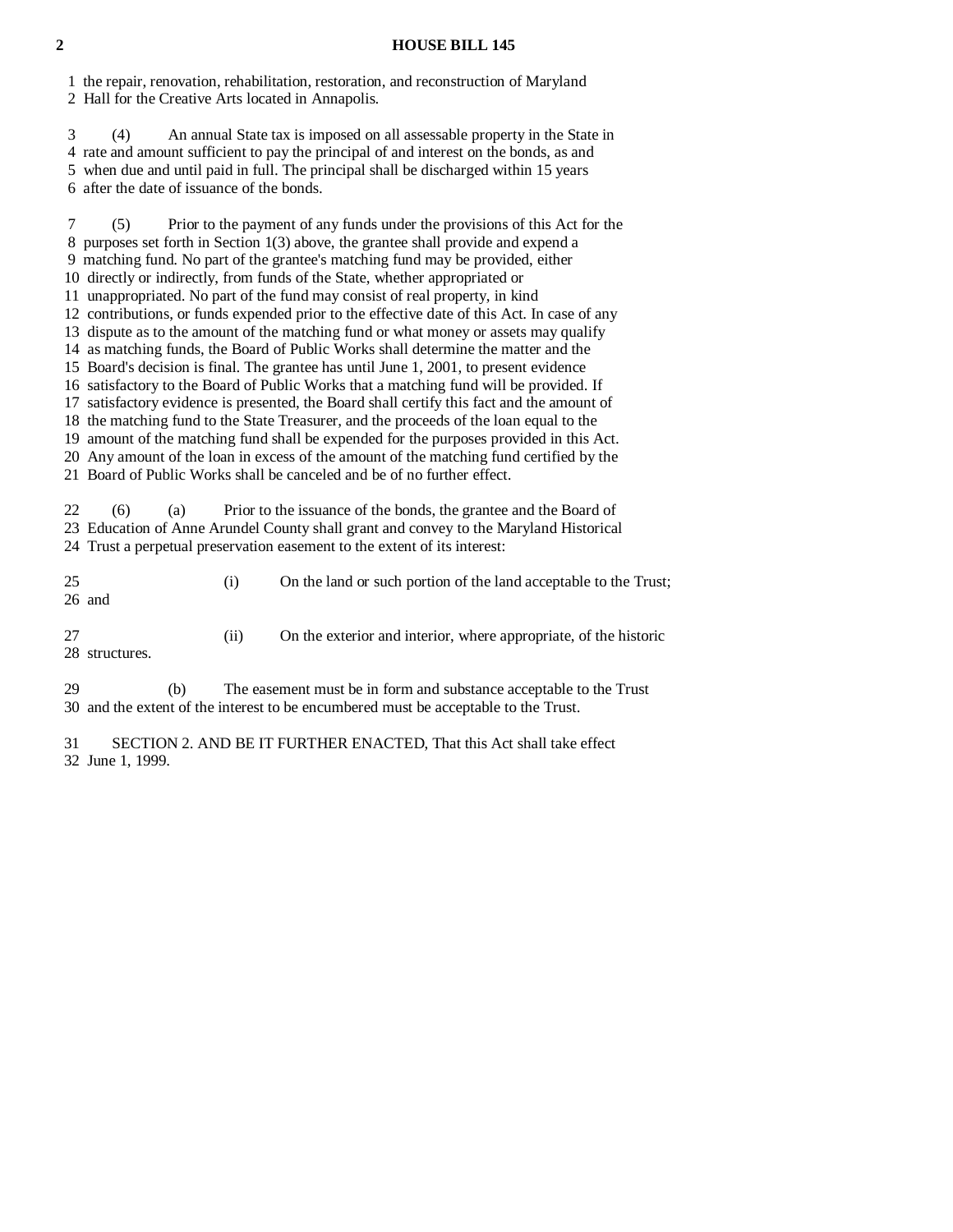the repair, renovation, rehabilitation, restoration, and reconstruction of Maryland Hall for the Creative Arts located in Annapolis.

(4) An annual State tax is imposed on all assessable property in the State in rate and amount sufficient to pay the principal of and interest on the bonds, as and when due and until paid in full. The principal shall be discharged within 15 years after the date of issuance of the bonds.

(5) Prior to the payment of any funds under the provisions of this Act for the purposes set forth in Section 1(3) above, the grantee shall provide and expend a matching fund. No part of the grantee's matching fund may be provided, either directly or indirectly, from funds of the State, whether appropriated or unappropriated. No part of the fund may consist of real property, in kind contributions, or funds expended prior to the effective date of this Act. In case of any dispute as to the amount of the matching fund or what money or assets may qualify as matching funds, the Board of Public Works shall determine the matter and the Board's decision is final. The grantee has until June 1, 2001, to present evidence satisfactory to the Board of Public Works that a matching fund will be provided. If satisfactory evidence is presented, the Board shall certify this fact and the amount of the matching fund to the State Treasurer, and the proceeds of the loan equal to the amount of the matching fund shall be expended for the purposes provided in this Act. Any amount of the loan in excess of the amount of the matching fund certified by the Board of Public Works shall be canceled and be of no further effect.

(6) (a) Prior to the issuance of the bonds, the grantee and the Board of Education of Anne Arundel County shall grant and convey to the Maryland Historical Trust a perpetual preservation easement to the extent of its interest:

(i) On the land or such portion of the land acceptable to the Trust; and

(ii) On the exterior and interior, where appropriate, of the historic structures.

(b) The easement must be in form and substance acceptable to the Trust and the extent of the interest to be encumbered must be acceptable to the Trust.

SECTION 2. AND BE IT FURTHER ENACTED, That this Act shall take effect June 1, 1999.